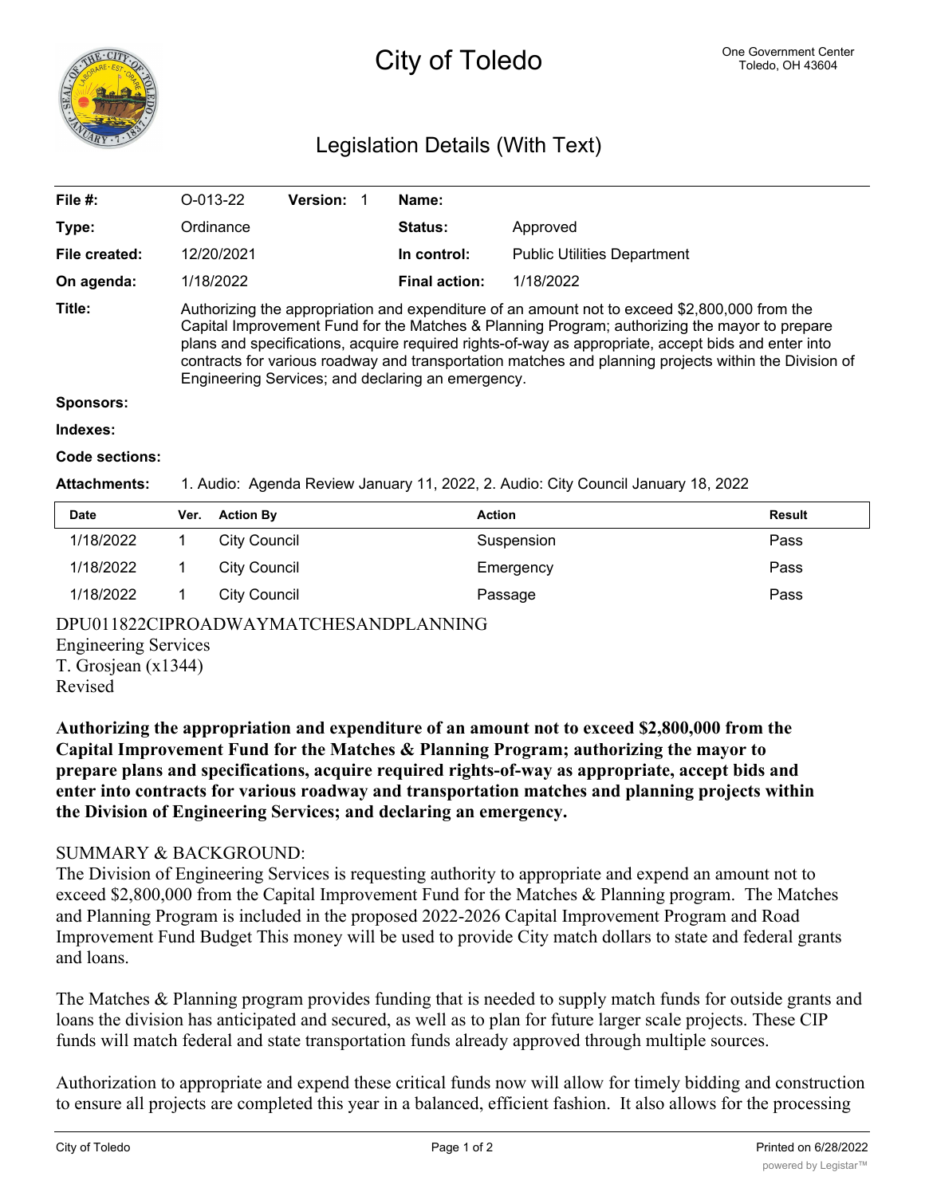# City of Toledo

One Government Center
Toledo, OH 43604

## Legislation Details (With Text)

| | | | |
|---|---|---|---|
| **File #:** | O-013-22 **Version:** 1 | **Name:** | |
| **Type:** | Ordinance | **Status:** | Approved |
| **File created:** | 12/20/2021 | **In control:** | Public Utilities Department |
| **On agenda:** | 1/18/2022 | **Final action:** | 1/18/2022 |

**Title:** Authorizing the appropriation and expenditure of an amount not to exceed $2,800,000 from the Capital Improvement Fund for the Matches & Planning Program; authorizing the mayor to prepare plans and specifications, acquire required rights-of-way as appropriate, accept bids and enter into contracts for various roadway and transportation matches and planning projects within the Division of Engineering Services; and declaring an emergency.

**Sponsors:**

**Indexes:**

**Code sections:**

**Attachments:** 1. Audio: Agenda Review January 11, 2022, 2. Audio: City Council January 18, 2022

| Date | Ver. | Action By | Action | Result |
|---|---|---|---|---|
| 1/18/2022 | 1 | City Council | Suspension | Pass |
| 1/18/2022 | 1 | City Council | Emergency | Pass |
| 1/18/2022 | 1 | City Council | Passage | Pass |

DPU011822CIPROADWAYMATCHESANDPLANNING
Engineering Services
T. Grosjean (x1344)
Revised

**Authorizing the appropriation and expenditure of an amount not to exceed $2,800,000 from the Capital Improvement Fund for the Matches & Planning Program; authorizing the mayor to prepare plans and specifications, acquire required rights-of-way as appropriate, accept bids and enter into contracts for various roadway and transportation matches and planning projects within the Division of Engineering Services; and declaring an emergency.**

SUMMARY & BACKGROUND:
The Division of Engineering Services is requesting authority to appropriate and expend an amount not to exceed $2,800,000 from the Capital Improvement Fund for the Matches & Planning program. The Matches and Planning Program is included in the proposed 2022-2026 Capital Improvement Program and Road Improvement Fund Budget This money will be used to provide City match dollars to state and federal grants and loans.

The Matches & Planning program provides funding that is needed to supply match funds for outside grants and loans the division has anticipated and secured, as well as to plan for future larger scale projects. These CIP funds will match federal and state transportation funds already approved through multiple sources.

Authorization to appropriate and expend these critical funds now will allow for timely bidding and construction to ensure all projects are completed this year in a balanced, efficient fashion. It also allows for the processing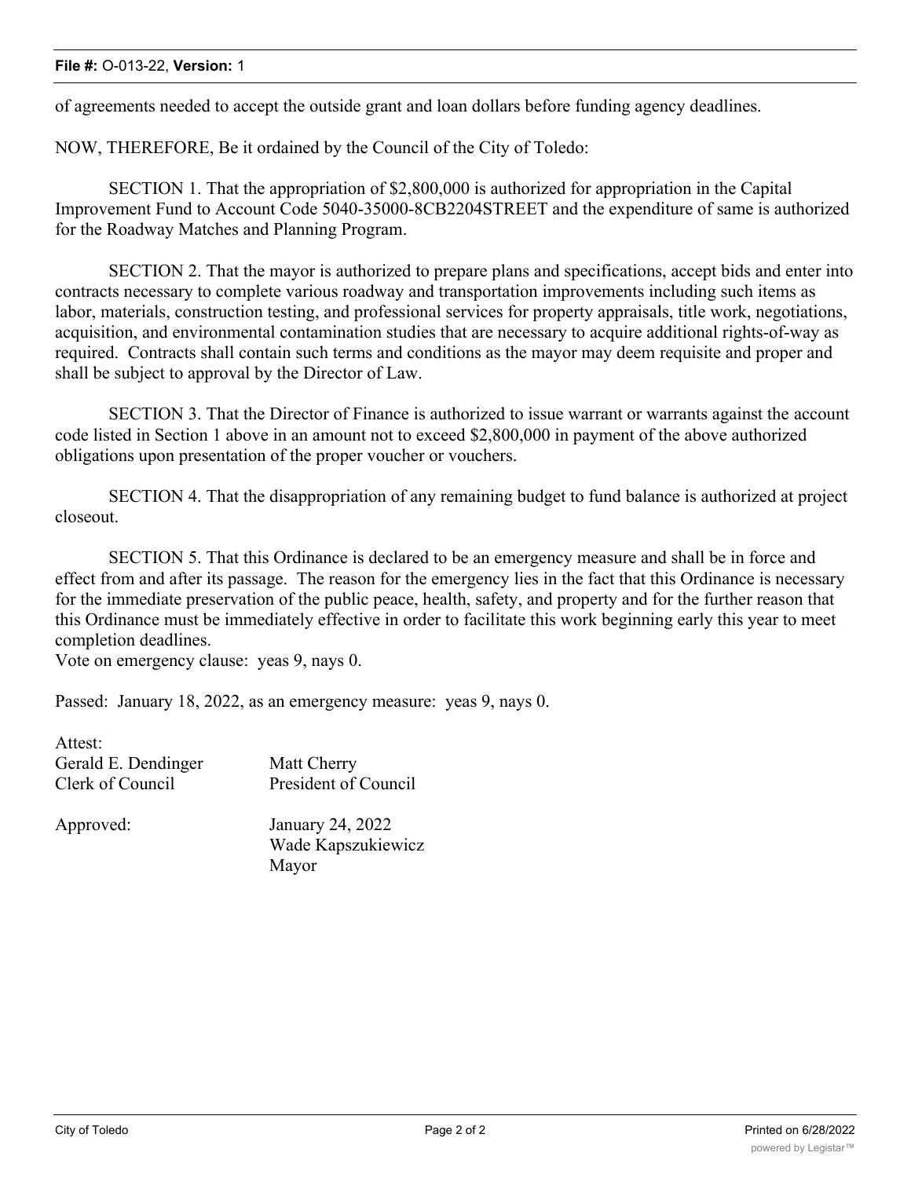of agreements needed to accept the outside grant and loan dollars before funding agency deadlines.

NOW, THEREFORE, Be it ordained by the Council of the City of Toledo:

SECTION 1. That the appropriation of $2,800,000 is authorized for appropriation in the Capital Improvement Fund to Account Code 5040-35000-8CB2204STREET and the expenditure of same is authorized for the Roadway Matches and Planning Program.

SECTION 2. That the mayor is authorized to prepare plans and specifications, accept bids and enter into contracts necessary to complete various roadway and transportation improvements including such items as labor, materials, construction testing, and professional services for property appraisals, title work, negotiations, acquisition, and environmental contamination studies that are necessary to acquire additional rights-of-way as required. Contracts shall contain such terms and conditions as the mayor may deem requisite and proper and shall be subject to approval by the Director of Law.

SECTION 3. That the Director of Finance is authorized to issue warrant or warrants against the account code listed in Section 1 above in an amount not to exceed $2,800,000 in payment of the above authorized obligations upon presentation of the proper voucher or vouchers.

SECTION 4. That the disappropriation of any remaining budget to fund balance is authorized at project closeout.

SECTION 5. That this Ordinance is declared to be an emergency measure and shall be in force and effect from and after its passage. The reason for the emergency lies in the fact that this Ordinance is necessary for the immediate preservation of the public peace, health, safety, and property and for the further reason that this Ordinance must be immediately effective in order to facilitate this work beginning early this year to meet completion deadlines.

Vote on emergency clause: yeas 9, nays 0.

Passed: January 18, 2022, as an emergency measure: yeas 9, nays 0.

Attest:
Gerald E. Dendinger — Clerk of Council
Matt Cherry — President of Council

Approved: January 24, 2022
Wade Kapszukiewicz
Mayor